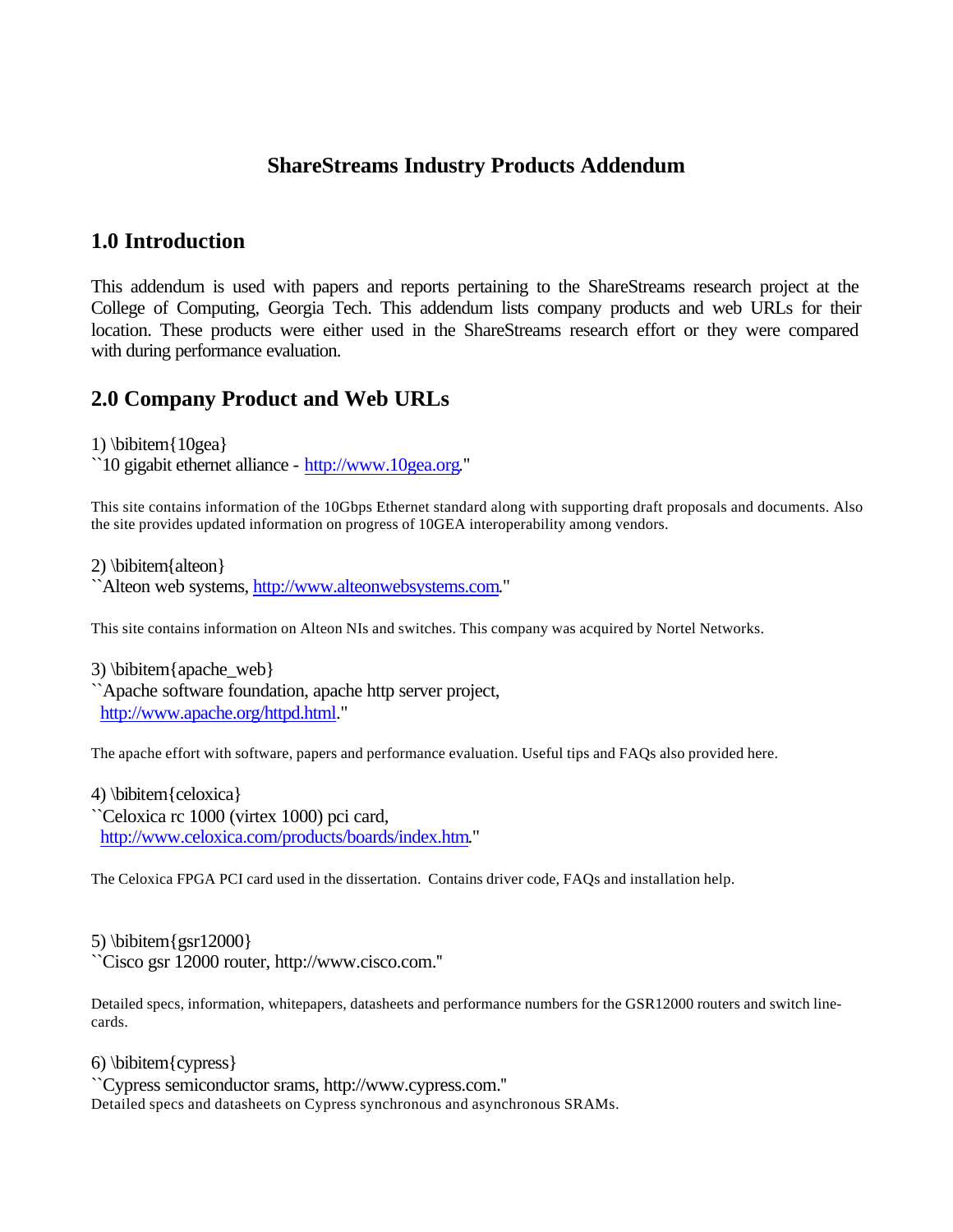# ShareStreams Industry Products Addendum

## 1.0 Introduction

This addendum is used with papers and reports pertaining to the ShareStreams research project at the College of Computing, Georgia Tech. This addendum lists company products and web URLs for their location. These products were either used in the ShareStreams research effort or they were compared with during performance evaluation.

## 2.0 Company Product and Web URLs

1) \bibitem{10gea}
``10 gigabit ethernet alliance - http://www.10gea.org."

This site contains information of the 10Gbps Ethernet standard along with supporting draft proposals and documents. Also the site provides updated information on progress of 10GEA interoperability among vendors.

2) \bibitem{alteon}
``Alteon web systems, http://www.alteonwebsystems.com."

This site contains information on Alteon NIs and switches. This company was acquired by Nortel Networks.

3) \bibitem{apache_web}
``Apache software foundation, apache http server project, http://www.apache.org/httpd.html."

The apache effort with software, papers and performance evaluation. Useful tips and FAQs also provided here.

4) \bibitem{celoxica}
``Celoxica rc 1000 (virtex 1000) pci card, http://www.celoxica.com/products/boards/index.htm."

The Celoxica FPGA PCI card used in the dissertation. Contains driver code, FAQs and installation help.

5) \bibitem{gsr12000}
``Cisco gsr 12000 router, http://www.cisco.com."

Detailed specs, information, whitepapers, datasheets and performance numbers for the GSR12000 routers and switch line-cards.

6) \bibitem{cypress}
``Cypress semiconductor srams, http://www.cypress.com."
Detailed specs and datasheets on Cypress synchronous and asynchronous SRAMs.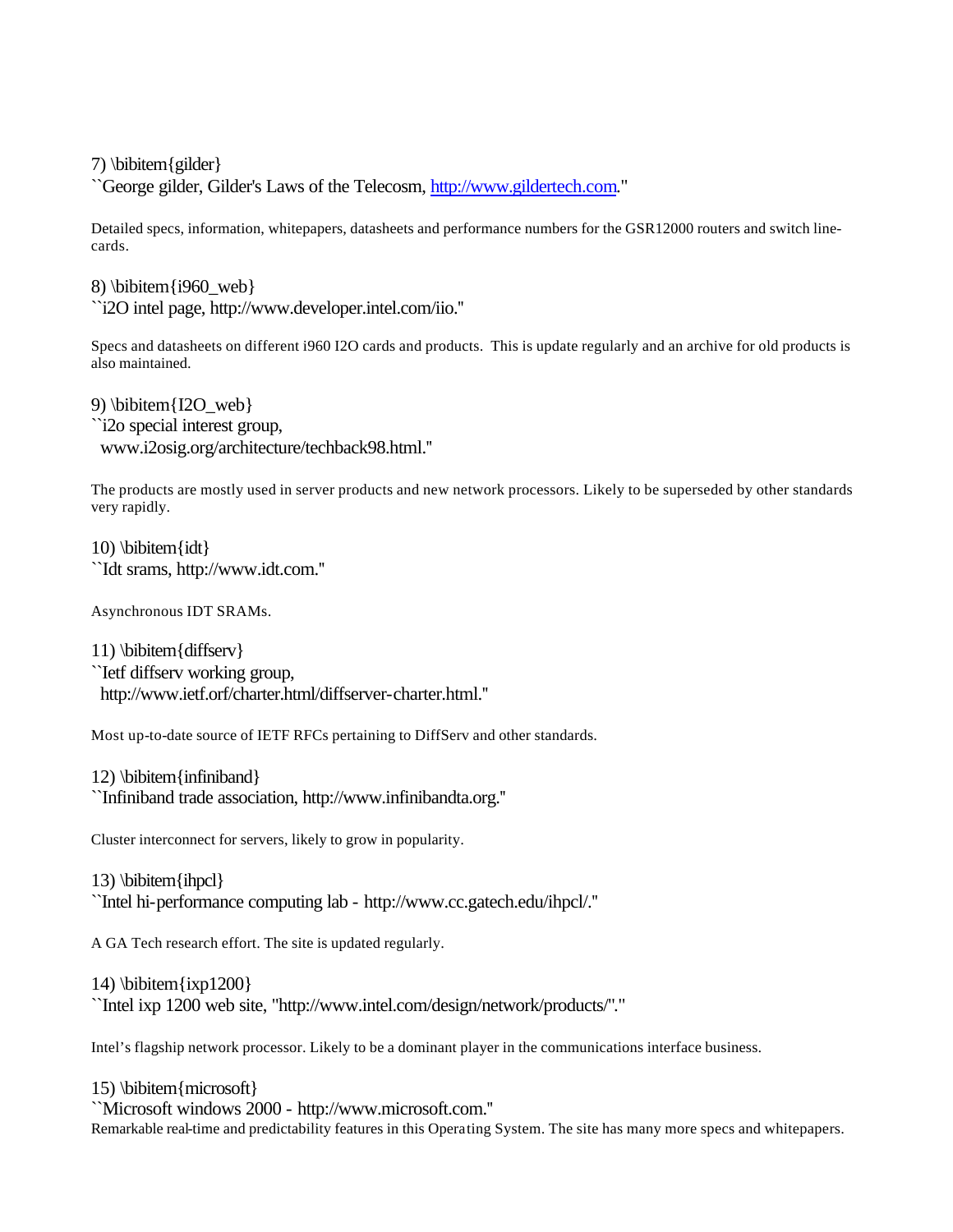7) \bibitem{gilder}
``George gilder, Gilder's Laws of the Telecosm, http://www.gildertech.com.''

Detailed specs, information, whitepapers, datasheets and performance numbers for the GSR12000 routers and switch line-cards.

8) \bibitem{i960_web}
``i2O intel page, http://www.developer.intel.com/iio.''

Specs and datasheets on different i960 I2O cards and products. This is update regularly and an archive for old products is also maintained.

9) \bibitem{I2O_web}
``i2o special interest group,
www.i2osig.org/architecture/techback98.html.''

The products are mostly used in server products and new network processors. Likely to be superseded by other standards very rapidly.

10) \bibitem{idt}
``Idt srams, http://www.idt.com.''

Asynchronous IDT SRAMs.

11) \bibitem{diffserv}
``Ietf diffserv working group,
http://www.ietf.orf/charter.html/diffserver-charter.html.''

Most up-to-date source of IETF RFCs pertaining to DiffServ and other standards.

12) \bibitem{infiniband}
``Infiniband trade association, http://www.infinibandta.org.''

Cluster interconnect for servers, likely to grow in popularity.

13) \bibitem{ihpcl}
``Intel hi-performance computing lab - http://www.cc.gatech.edu/ihpcl/.''

A GA Tech research effort. The site is updated regularly.

14) \bibitem{ixp1200}
``Intel ixp 1200 web site, "http://www.intel.com/design/network/products/".''

Intel's flagship network processor. Likely to be a dominant player in the communications interface business.

15) \bibitem{microsoft}
``Microsoft windows 2000 - http://www.microsoft.com.''
Remarkable real-time and predictability features in this Operating System. The site has many more specs and whitepapers.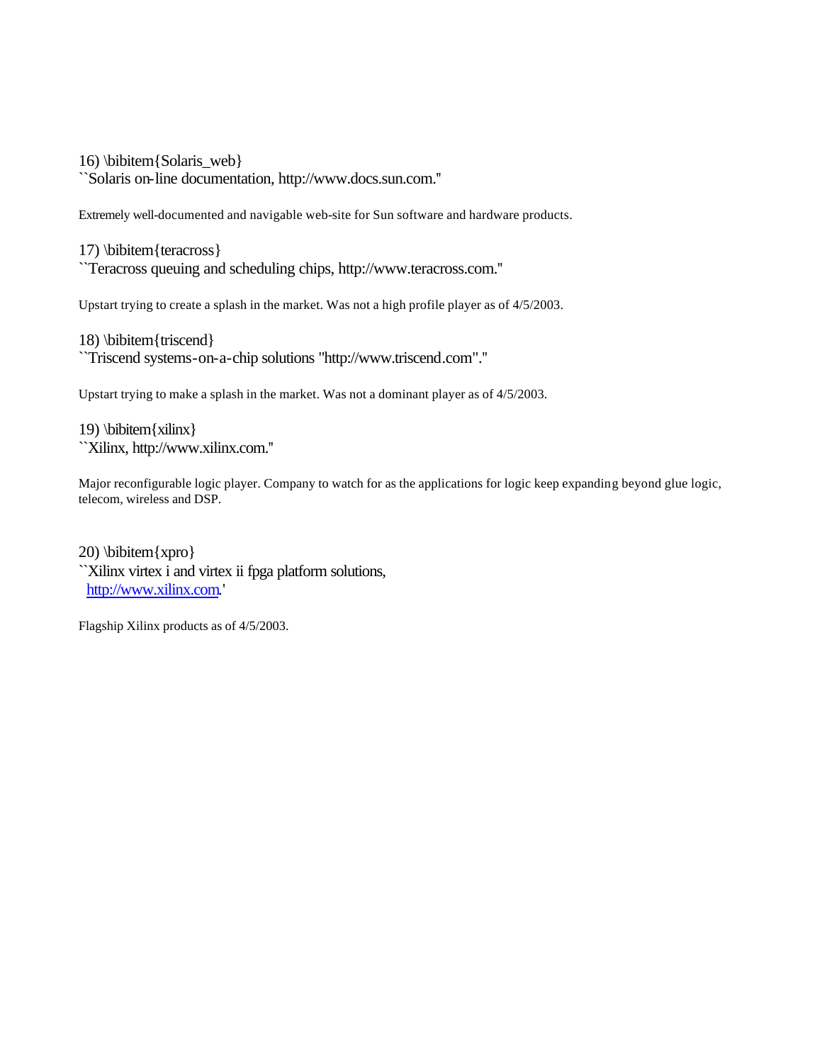16) \bibitem{Solaris_web}
``Solaris on-line documentation, http://www.docs.sun.com.''

Extremely well-documented and navigable web-site for Sun software and hardware products.

17) \bibitem{teracross}
``Teracross queuing and scheduling chips, http://www.teracross.com.''

Upstart trying to create a splash in the market. Was not a high profile player as of 4/5/2003.

18) \bibitem{triscend}
``Triscend systems-on-a-chip solutions "http://www.triscend.com"."

Upstart trying to make a splash in the market. Was not a dominant player as of 4/5/2003.

19) \bibitem{xilinx}
``Xilinx, http://www.xilinx.com.''

Major reconfigurable logic player. Company to watch for as the applications for logic keep expanding beyond glue logic, telecom, wireless and DSP.

20) \bibitem{xpro}
``Xilinx virtex i and virtex ii fpga platform solutions,
http://www.xilinx.com.'

Flagship Xilinx products as of 4/5/2003.